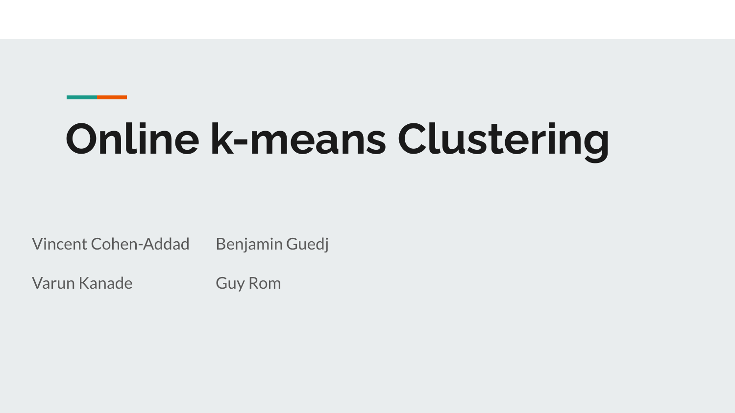# Online k-means Clustering

Vincent Cohen-Addad

Benjamin Guedj

Varun Kanade

Guy Rom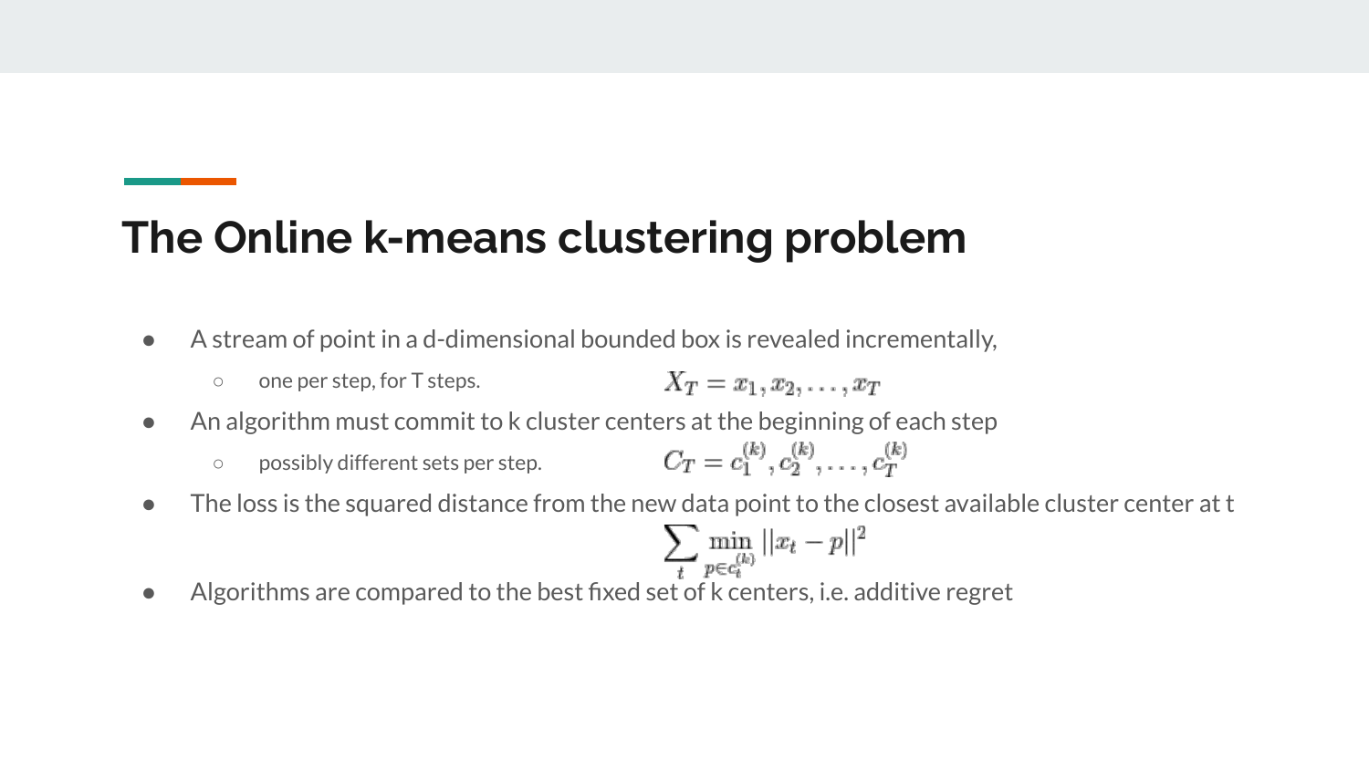# The Online k-means clustering problem

- A stream of point in a d-dimensional bounded box is revealed incrementally,
  - one per step, for T steps. $X_T = x_1, x_2, \ldots, x_T$
- An algorithm must commit to k cluster centers at the beginning of each step
  - possibly different sets per step. $C_T = c_1^{(k)}, c_2^{(k)}, \ldots, c_T^{(k)}$
- The loss is the squared distance from the new data point to the closest available cluster center at t

$$\sum_t \min_{p \in c_t^{(k)}} ||x_t - p||^2$$

- Algorithms are compared to the best fixed set of k centers, i.e. additive regret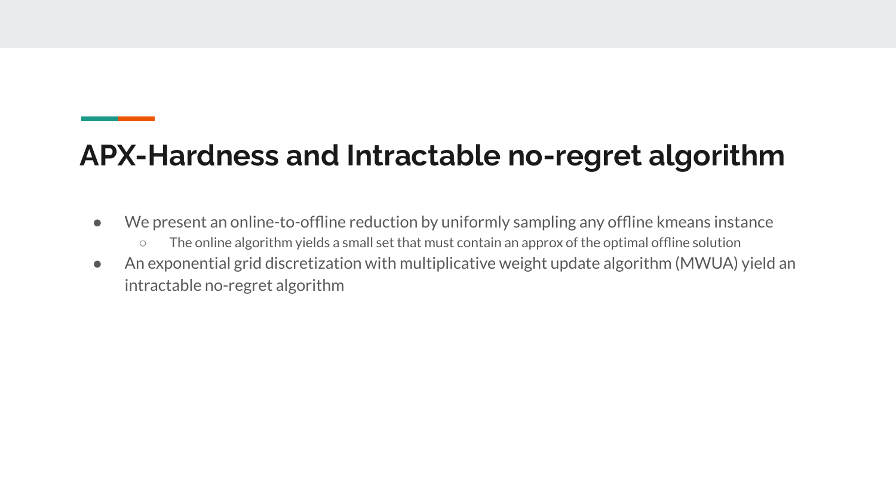# APX-Hardness and Intractable no-regret algorithm

- We present an online-to-offline reduction by uniformly sampling any offline kmeans instance
    - The online algorithm yields a small set that must contain an approx of the optimal offline solution
- An exponential grid discretization with multiplicative weight update algorithm (MWUA) yield an intractable no-regret algorithm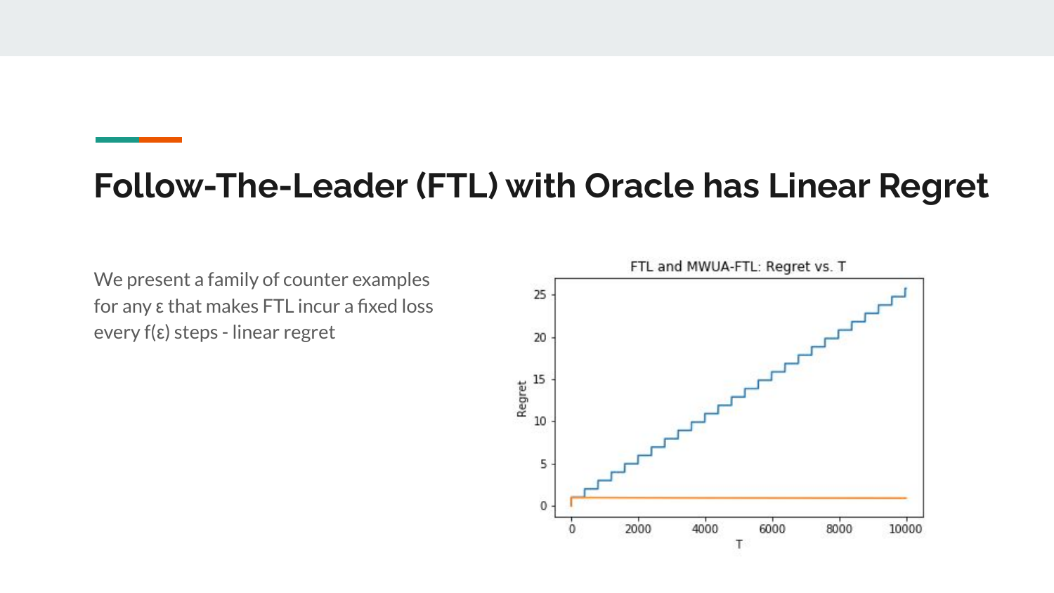# Follow-The-Leader (FTL) with Oracle has Linear Regret

We present a family of counter examples for any ε that makes FTL incur a fixed loss every f(ε) steps - linear regret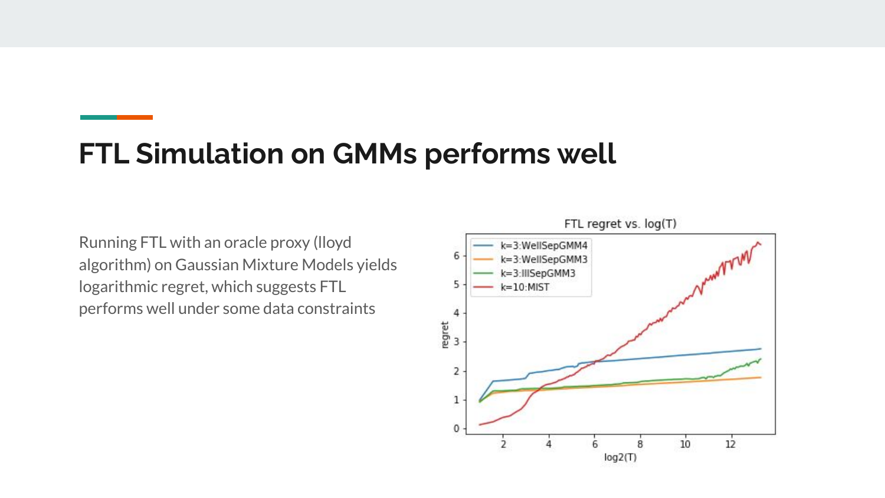## FTL Simulation on GMMs performs well

Running FTL with an oracle proxy (lloyd algorithm) on Gaussian Mixture Models yields logarithmic regret, which suggests FTL performs well under some data constraints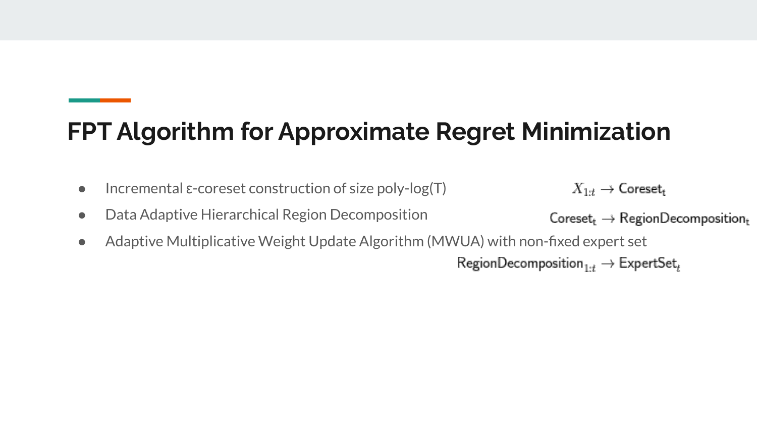# FPT Algorithm for Approximate Regret Minimization

- Incremental ε-coreset construction of size poly-log(T)

  $X_{1:t} \rightarrow \text{Coreset}_t$

- Data Adaptive Hierarchical Region Decomposition

  $\text{Coreset}_t \rightarrow \text{RegionDecomposition}_t$

- Adaptive Multiplicative Weight Update Algorithm (MWUA) with non-fixed expert set

  $\text{RegionDecomposition}_{1:t} \rightarrow \text{ExpertSet}_t$